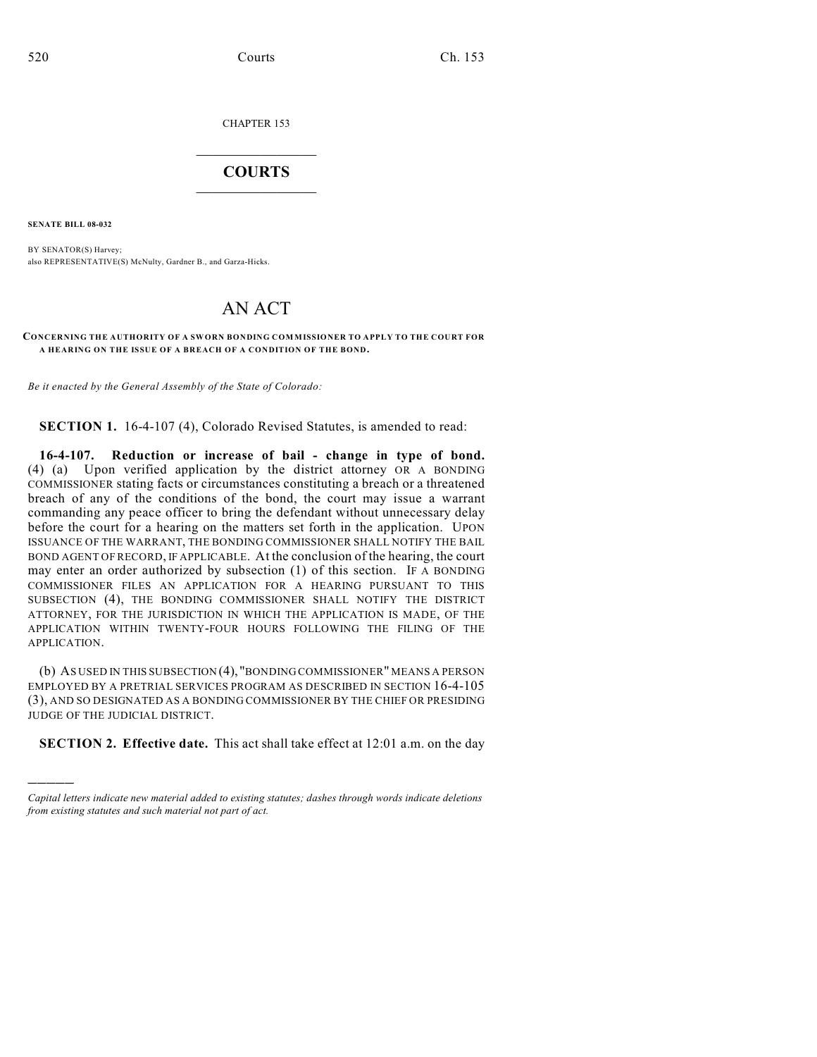CHAPTER 153

# COURTS

**SENATE BILL 08-032**

BY SENATOR(S) Harvey;
also REPRESENTATIVE(S) McNulty, Gardner B., and Garza-Hicks.

# AN ACT

**CONCERNING THE AUTHORITY OF A SWORN BONDING COMMISSIONER TO APPLY TO THE COURT FOR A HEARING ON THE ISSUE OF A BREACH OF A CONDITION OF THE BOND.**

*Be it enacted by the General Assembly of the State of Colorado:*

**SECTION 1.** 16-4-107 (4), Colorado Revised Statutes, is amended to read:

**16-4-107. Reduction or increase of bail - change in type of bond.** (4) (a) Upon verified application by the district attorney OR A BONDING COMMISSIONER stating facts or circumstances constituting a breach or a threatened breach of any of the conditions of the bond, the court may issue a warrant commanding any peace officer to bring the defendant without unnecessary delay before the court for a hearing on the matters set forth in the application. UPON ISSUANCE OF THE WARRANT, THE BONDING COMMISSIONER SHALL NOTIFY THE BAIL BOND AGENT OF RECORD, IF APPLICABLE. At the conclusion of the hearing, the court may enter an order authorized by subsection (1) of this section. IF A BONDING COMMISSIONER FILES AN APPLICATION FOR A HEARING PURSUANT TO THIS SUBSECTION (4), THE BONDING COMMISSIONER SHALL NOTIFY THE DISTRICT ATTORNEY, FOR THE JURISDICTION IN WHICH THE APPLICATION IS MADE, OF THE APPLICATION WITHIN TWENTY-FOUR HOURS FOLLOWING THE FILING OF THE APPLICATION.

(b) AS USED IN THIS SUBSECTION (4), "BONDING COMMISSIONER" MEANS A PERSON EMPLOYED BY A PRETRIAL SERVICES PROGRAM AS DESCRIBED IN SECTION 16-4-105 (3), AND SO DESIGNATED AS A BONDING COMMISSIONER BY THE CHIEF OR PRESIDING JUDGE OF THE JUDICIAL DISTRICT.

**SECTION 2. Effective date.** This act shall take effect at 12:01 a.m. on the day

---

*Capital letters indicate new material added to existing statutes; dashes through words indicate deletions from existing statutes and such material not part of act.*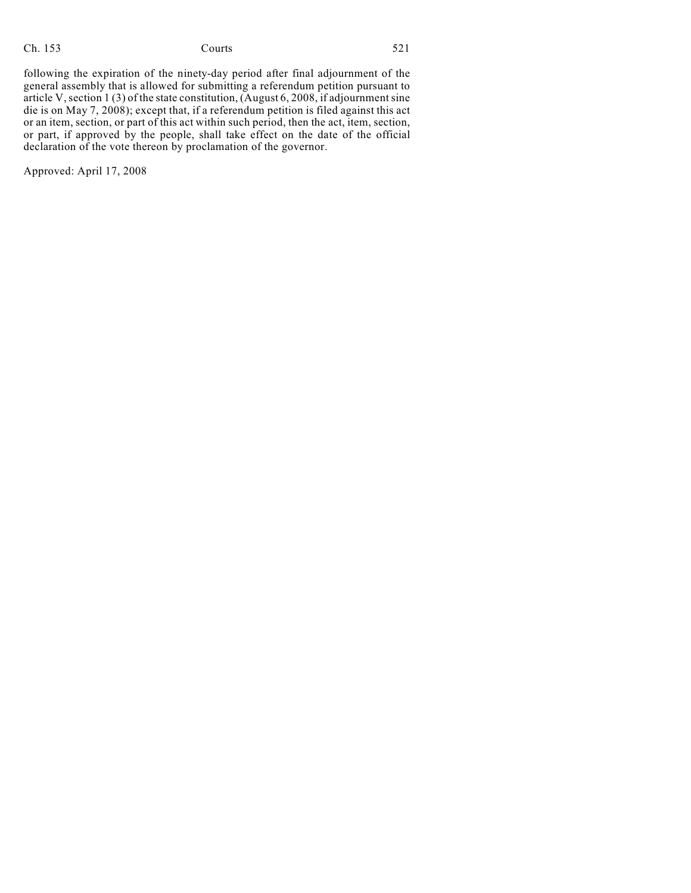following the expiration of the ninety-day period after final adjournment of the general assembly that is allowed for submitting a referendum petition pursuant to article V, section 1 (3) of the state constitution, (August 6, 2008, if adjournment sine die is on May 7, 2008); except that, if a referendum petition is filed against this act or an item, section, or part of this act within such period, then the act, item, section, or part, if approved by the people, shall take effect on the date of the official declaration of the vote thereon by proclamation of the governor.

Approved: April 17, 2008